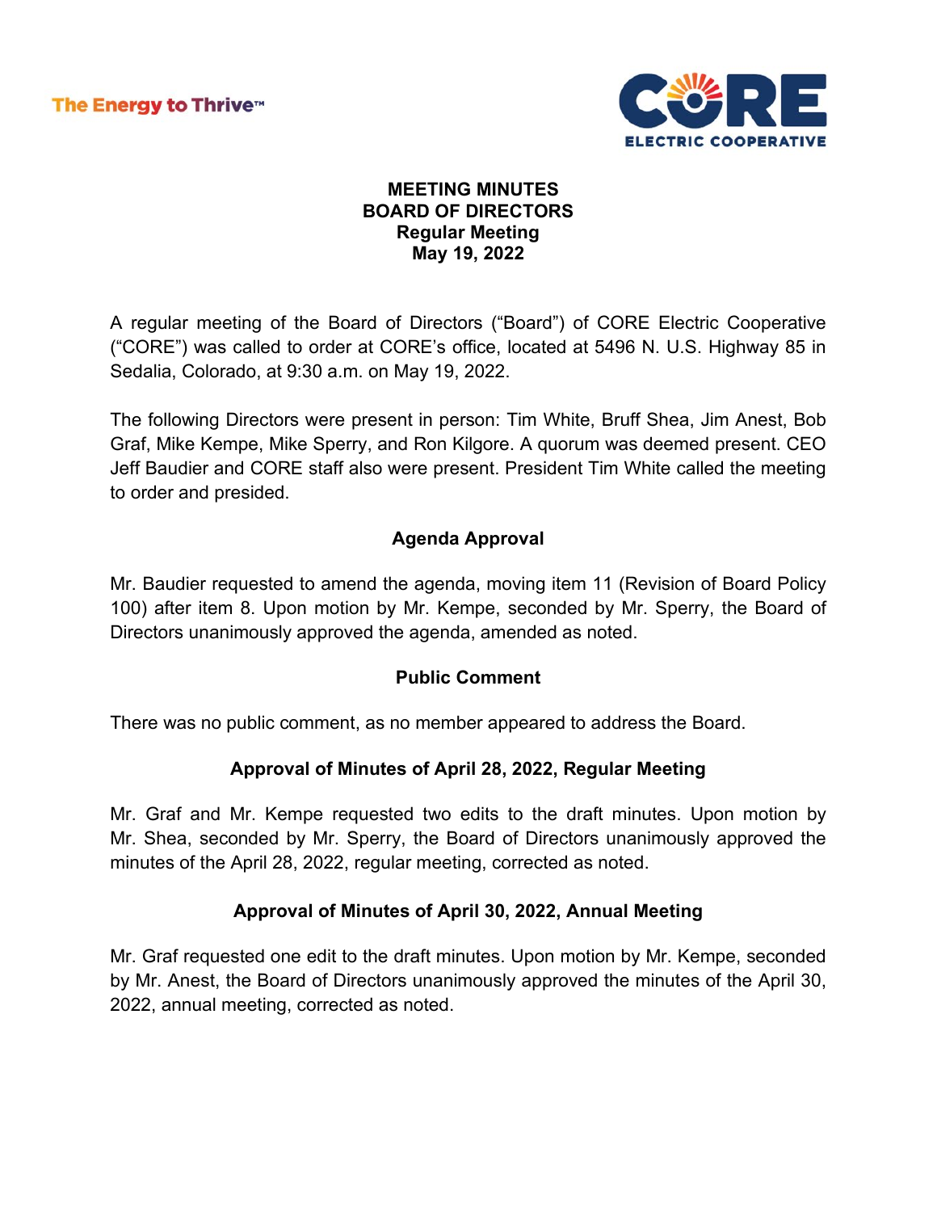The Energy to Thrive™

CORE ELECTRIC COOPERATIVE

# MEETING MINUTES
# BOARD OF DIRECTORS
## Regular Meeting
## May 19, 2022

A regular meeting of the Board of Directors ("Board") of CORE Electric Cooperative ("CORE") was called to order at CORE's office, located at 5496 N. U.S. Highway 85 in Sedalia, Colorado, at 9:30 a.m. on May 19, 2022.

The following Directors were present in person: Tim White, Bruff Shea, Jim Anest, Bob Graf, Mike Kempe, Mike Sperry, and Ron Kilgore. A quorum was deemed present. CEO Jeff Baudier and CORE staff also were present. President Tim White called the meeting to order and presided.

### Agenda Approval

Mr. Baudier requested to amend the agenda, moving item 11 (Revision of Board Policy 100) after item 8. Upon motion by Mr. Kempe, seconded by Mr. Sperry, the Board of Directors unanimously approved the agenda, amended as noted.

### Public Comment

There was no public comment, as no member appeared to address the Board.

### Approval of Minutes of April 28, 2022, Regular Meeting

Mr. Graf and Mr. Kempe requested two edits to the draft minutes. Upon motion by Mr. Shea, seconded by Mr. Sperry, the Board of Directors unanimously approved the minutes of the April 28, 2022, regular meeting, corrected as noted.

### Approval of Minutes of April 30, 2022, Annual Meeting

Mr. Graf requested one edit to the draft minutes. Upon motion by Mr. Kempe, seconded by Mr. Anest, the Board of Directors unanimously approved the minutes of the April 30, 2022, annual meeting, corrected as noted.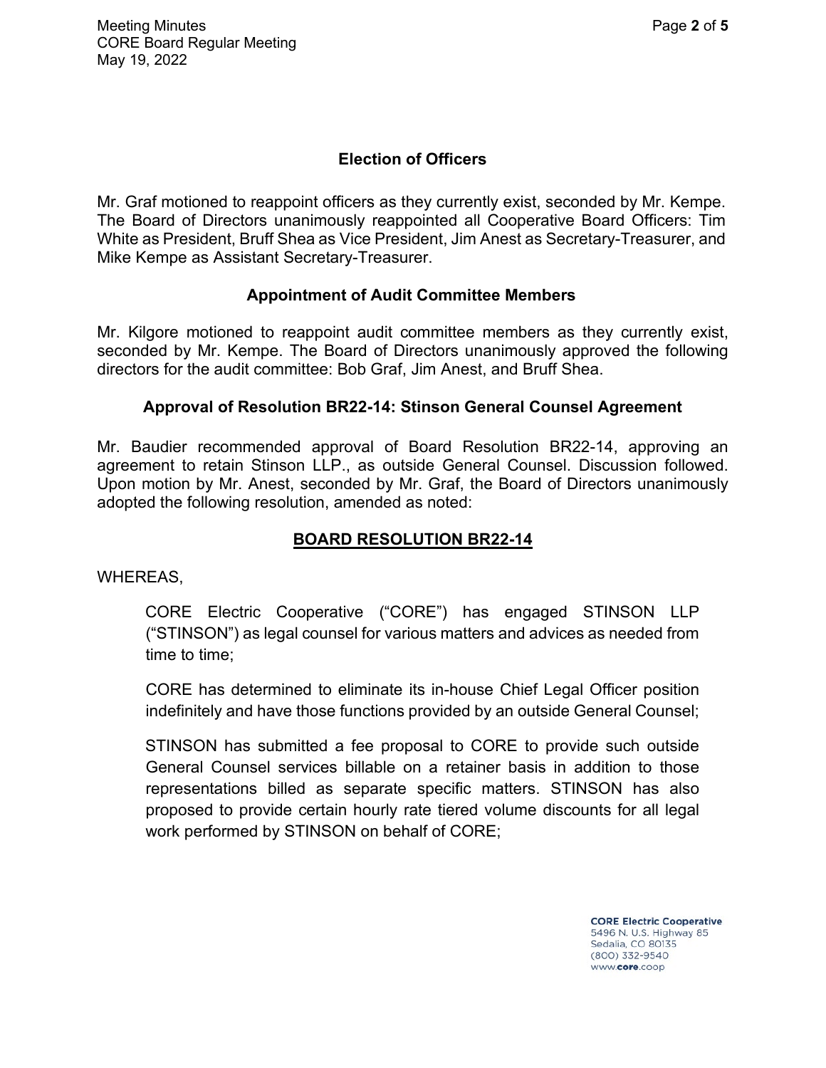## Election of Officers

Mr. Graf motioned to reappoint officers as they currently exist, seconded by Mr. Kempe. The Board of Directors unanimously reappointed all Cooperative Board Officers: Tim White as President, Bruff Shea as Vice President, Jim Anest as Secretary-Treasurer, and Mike Kempe as Assistant Secretary-Treasurer.

## Appointment of Audit Committee Members

Mr. Kilgore motioned to reappoint audit committee members as they currently exist, seconded by Mr. Kempe. The Board of Directors unanimously approved the following directors for the audit committee: Bob Graf, Jim Anest, and Bruff Shea.

## Approval of Resolution BR22-14: Stinson General Counsel Agreement

Mr. Baudier recommended approval of Board Resolution BR22-14, approving an agreement to retain Stinson LLP., as outside General Counsel. Discussion followed. Upon motion by Mr. Anest, seconded by Mr. Graf, the Board of Directors unanimously adopted the following resolution, amended as noted:

## BOARD RESOLUTION BR22-14

WHEREAS,

CORE Electric Cooperative ("CORE") has engaged STINSON LLP ("STINSON") as legal counsel for various matters and advices as needed from time to time;

CORE has determined to eliminate its in-house Chief Legal Officer position indefinitely and have those functions provided by an outside General Counsel;

STINSON has submitted a fee proposal to CORE to provide such outside General Counsel services billable on a retainer basis in addition to those representations billed as separate specific matters. STINSON has also proposed to provide certain hourly rate tiered volume discounts for all legal work performed by STINSON on behalf of CORE;

CORE Electric Cooperative
5496 N. U.S. Highway 85
Sedalia, CO 80135
(800) 332-9540
www.core.coop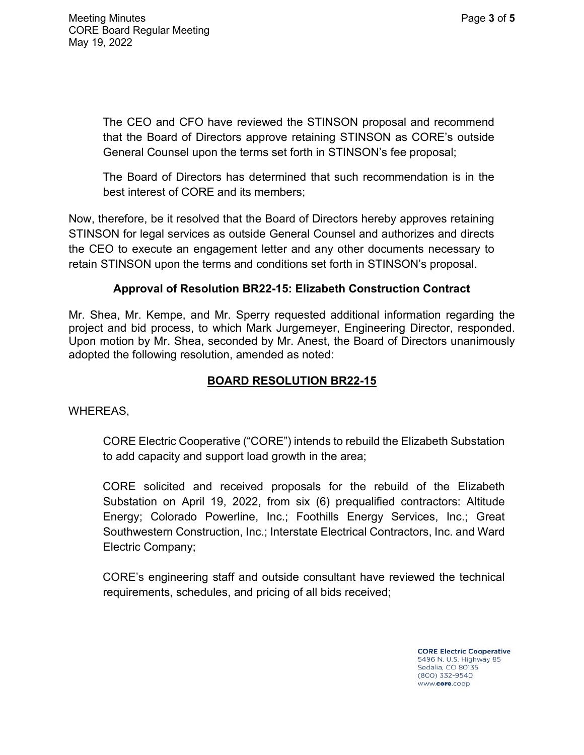The CEO and CFO have reviewed the STINSON proposal and recommend that the Board of Directors approve retaining STINSON as CORE's outside General Counsel upon the terms set forth in STINSON's fee proposal;

The Board of Directors has determined that such recommendation is in the best interest of CORE and its members;

Now, therefore, be it resolved that the Board of Directors hereby approves retaining STINSON for legal services as outside General Counsel and authorizes and directs the CEO to execute an engagement letter and any other documents necessary to retain STINSON upon the terms and conditions set forth in STINSON's proposal.

**Approval of Resolution BR22-15: Elizabeth Construction Contract**

Mr. Shea, Mr. Kempe, and Mr. Sperry requested additional information regarding the project and bid process, to which Mark Jurgemeyer, Engineering Director, responded. Upon motion by Mr. Shea, seconded by Mr. Anest, the Board of Directors unanimously adopted the following resolution, amended as noted:

**BOARD RESOLUTION BR22-15**

WHEREAS,

CORE Electric Cooperative ("CORE") intends to rebuild the Elizabeth Substation to add capacity and support load growth in the area;

CORE solicited and received proposals for the rebuild of the Elizabeth Substation on April 19, 2022, from six (6) prequalified contractors: Altitude Energy; Colorado Powerline, Inc.; Foothills Energy Services, Inc.; Great Southwestern Construction, Inc.; Interstate Electrical Contractors, Inc. and Ward Electric Company;

CORE's engineering staff and outside consultant have reviewed the technical requirements, schedules, and pricing of all bids received;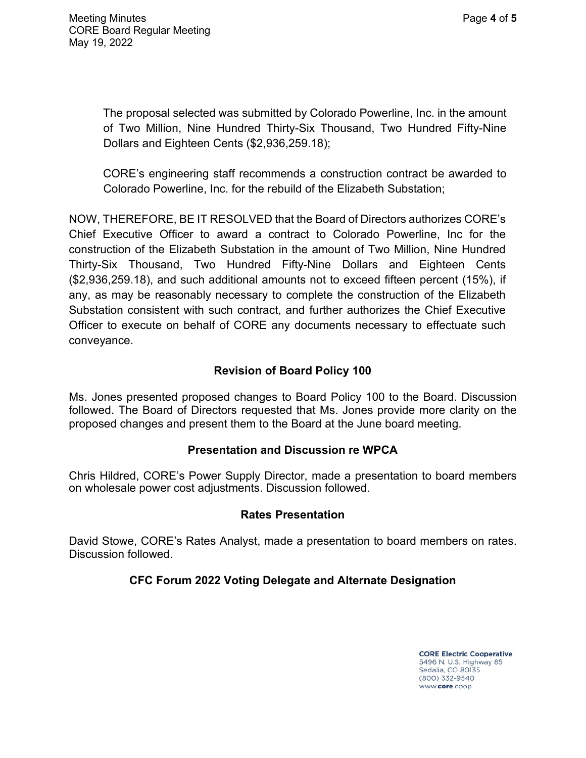The proposal selected was submitted by Colorado Powerline, Inc. in the amount of Two Million, Nine Hundred Thirty-Six Thousand, Two Hundred Fifty-Nine Dollars and Eighteen Cents ($2,936,259.18);

CORE's engineering staff recommends a construction contract be awarded to Colorado Powerline, Inc. for the rebuild of the Elizabeth Substation;

NOW, THEREFORE, BE IT RESOLVED that the Board of Directors authorizes CORE's Chief Executive Officer to award a contract to Colorado Powerline, Inc for the construction of the Elizabeth Substation in the amount of Two Million, Nine Hundred Thirty-Six Thousand, Two Hundred Fifty-Nine Dollars and Eighteen Cents ($2,936,259.18), and such additional amounts not to exceed fifteen percent (15%), if any, as may be reasonably necessary to complete the construction of the Elizabeth Substation consistent with such contract, and further authorizes the Chief Executive Officer to execute on behalf of CORE any documents necessary to effectuate such conveyance.

## Revision of Board Policy 100

Ms. Jones presented proposed changes to Board Policy 100 to the Board. Discussion followed. The Board of Directors requested that Ms. Jones provide more clarity on the proposed changes and present them to the Board at the June board meeting.

## Presentation and Discussion re WPCA

Chris Hildred, CORE's Power Supply Director, made a presentation to board members on wholesale power cost adjustments. Discussion followed.

## Rates Presentation

David Stowe, CORE's Rates Analyst, made a presentation to board members on rates. Discussion followed.

## CFC Forum 2022 Voting Delegate and Alternate Designation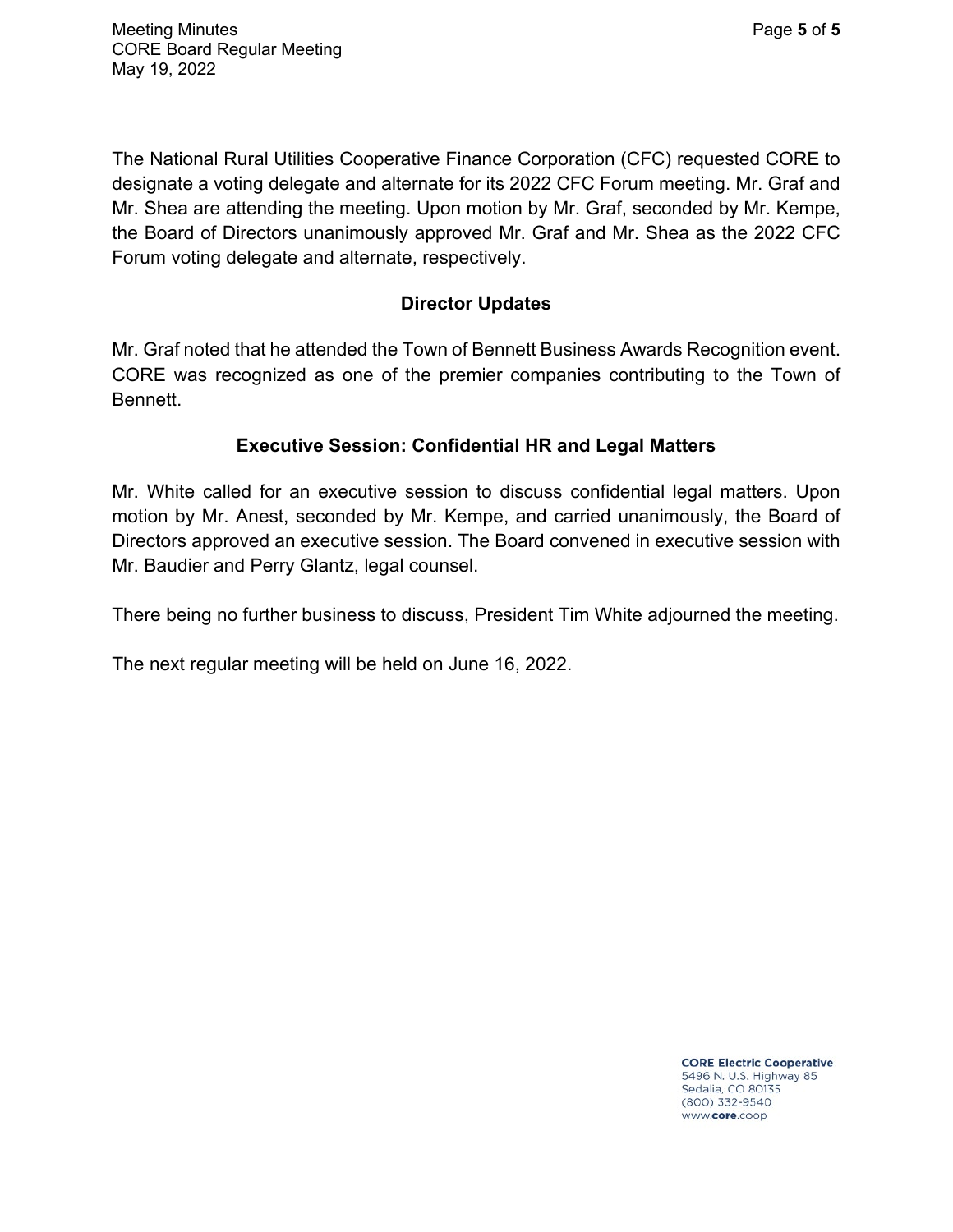The National Rural Utilities Cooperative Finance Corporation (CFC) requested CORE to designate a voting delegate and alternate for its 2022 CFC Forum meeting. Mr. Graf and Mr. Shea are attending the meeting. Upon motion by Mr. Graf, seconded by Mr. Kempe, the Board of Directors unanimously approved Mr. Graf and Mr. Shea as the 2022 CFC Forum voting delegate and alternate, respectively.

## Director Updates

Mr. Graf noted that he attended the Town of Bennett Business Awards Recognition event. CORE was recognized as one of the premier companies contributing to the Town of Bennett.

## Executive Session: Confidential HR and Legal Matters

Mr. White called for an executive session to discuss confidential legal matters. Upon motion by Mr. Anest, seconded by Mr. Kempe, and carried unanimously, the Board of Directors approved an executive session. The Board convened in executive session with Mr. Baudier and Perry Glantz, legal counsel.

There being no further business to discuss, President Tim White adjourned the meeting.

The next regular meeting will be held on June 16, 2022.

CORE Electric Cooperative
5496 N. U.S. Highway 85
Sedalia, CO 80135
(800) 332-9540
www.core.coop